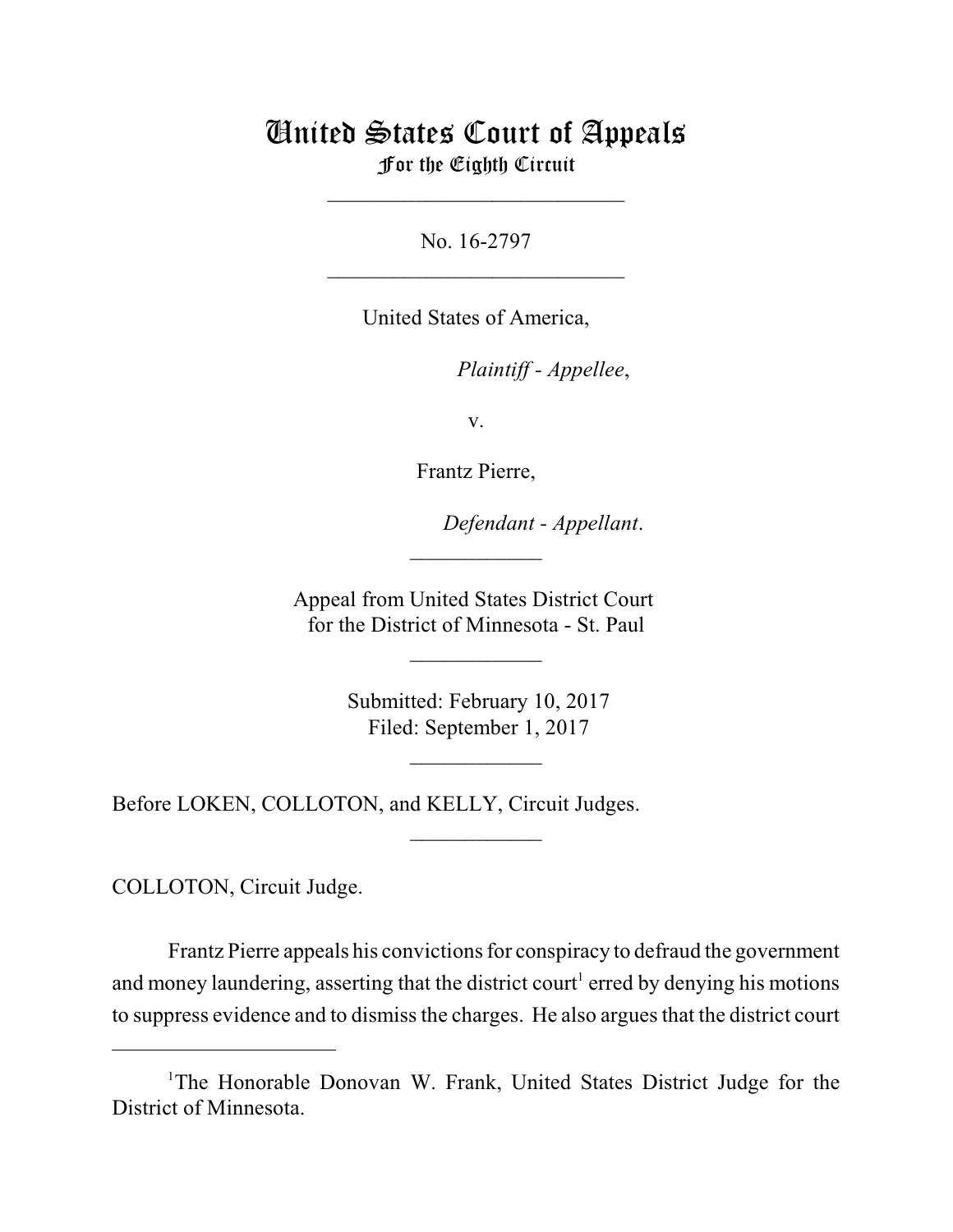# United States Court of Appeals
## For the Eighth Circuit

\_\_\_\_\_\_\_\_\_\_\_\_\_\_\_\_\_\_\_\_\_\_\_\_\_\_\_

No. 16-2797

\_\_\_\_\_\_\_\_\_\_\_\_\_\_\_\_\_\_\_\_\_\_\_\_\_\_\_

United States of America,

*Plaintiff - Appellee*,

v.

Frantz Pierre,

*Defendant - Appellant*.

\_\_\_\_\_\_\_\_\_\_\_\_

Appeal from United States District Court
for the District of Minnesota - St. Paul

\_\_\_\_\_\_\_\_\_\_\_\_

Submitted: February 10, 2017
Filed: September 1, 2017

\_\_\_\_\_\_\_\_\_\_\_\_

Before LOKEN, COLLOTON, and KELLY, Circuit Judges.

\_\_\_\_\_\_\_\_\_\_\_\_

COLLOTON, Circuit Judge.

Frantz Pierre appeals his convictions for conspiracy to defraud the government and money laundering, asserting that the district court[1] erred by denying his motions to suppress evidence and to dismiss the charges. He also argues that the district court

---

[1]The Honorable Donovan W. Frank, United States District Judge for the District of Minnesota.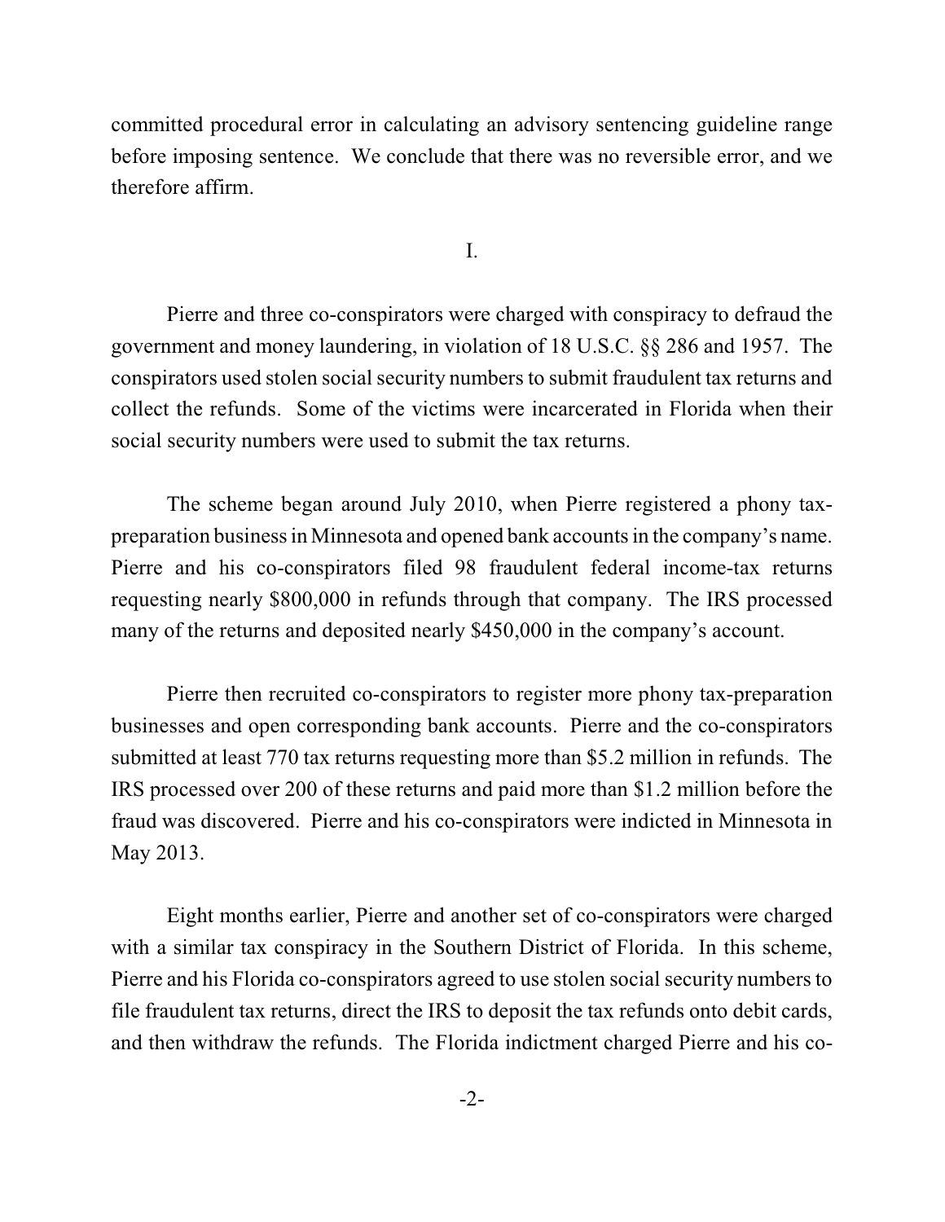committed procedural error in calculating an advisory sentencing guideline range before imposing sentence. We conclude that there was no reversible error, and we therefore affirm.

I.

Pierre and three co-conspirators were charged with conspiracy to defraud the government and money laundering, in violation of 18 U.S.C. §§ 286 and 1957. The conspirators used stolen social security numbers to submit fraudulent tax returns and collect the refunds. Some of the victims were incarcerated in Florida when their social security numbers were used to submit the tax returns.

The scheme began around July 2010, when Pierre registered a phony tax-preparation business in Minnesota and opened bank accounts in the company's name. Pierre and his co-conspirators filed 98 fraudulent federal income-tax returns requesting nearly $800,000 in refunds through that company. The IRS processed many of the returns and deposited nearly $450,000 in the company's account.

Pierre then recruited co-conspirators to register more phony tax-preparation businesses and open corresponding bank accounts. Pierre and the co-conspirators submitted at least 770 tax returns requesting more than $5.2 million in refunds. The IRS processed over 200 of these returns and paid more than $1.2 million before the fraud was discovered. Pierre and his co-conspirators were indicted in Minnesota in May 2013.

Eight months earlier, Pierre and another set of co-conspirators were charged with a similar tax conspiracy in the Southern District of Florida. In this scheme, Pierre and his Florida co-conspirators agreed to use stolen social security numbers to file fraudulent tax returns, direct the IRS to deposit the tax refunds onto debit cards, and then withdraw the refunds. The Florida indictment charged Pierre and his co-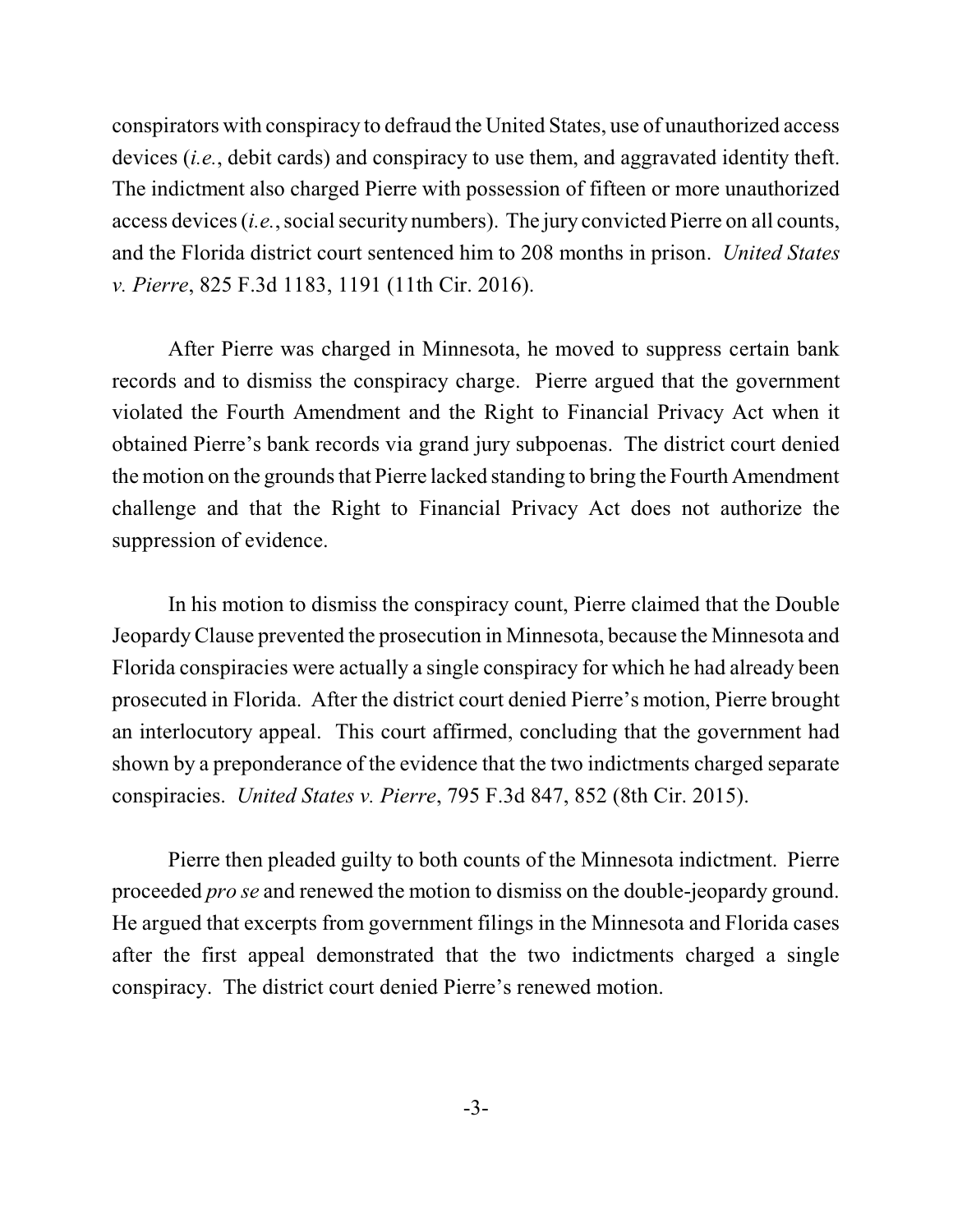conspirators with conspiracy to defraud the United States, use of unauthorized access devices (*i.e.*, debit cards) and conspiracy to use them, and aggravated identity theft. The indictment also charged Pierre with possession of fifteen or more unauthorized access devices (*i.e.*, social security numbers). The jury convicted Pierre on all counts, and the Florida district court sentenced him to 208 months in prison. *United States v. Pierre*, 825 F.3d 1183, 1191 (11th Cir. 2016).

After Pierre was charged in Minnesota, he moved to suppress certain bank records and to dismiss the conspiracy charge. Pierre argued that the government violated the Fourth Amendment and the Right to Financial Privacy Act when it obtained Pierre's bank records via grand jury subpoenas. The district court denied the motion on the grounds that Pierre lacked standing to bring the Fourth Amendment challenge and that the Right to Financial Privacy Act does not authorize the suppression of evidence.

In his motion to dismiss the conspiracy count, Pierre claimed that the Double Jeopardy Clause prevented the prosecution in Minnesota, because the Minnesota and Florida conspiracies were actually a single conspiracy for which he had already been prosecuted in Florida. After the district court denied Pierre's motion, Pierre brought an interlocutory appeal. This court affirmed, concluding that the government had shown by a preponderance of the evidence that the two indictments charged separate conspiracies. *United States v. Pierre*, 795 F.3d 847, 852 (8th Cir. 2015).

Pierre then pleaded guilty to both counts of the Minnesota indictment. Pierre proceeded *pro se* and renewed the motion to dismiss on the double-jeopardy ground. He argued that excerpts from government filings in the Minnesota and Florida cases after the first appeal demonstrated that the two indictments charged a single conspiracy. The district court denied Pierre's renewed motion.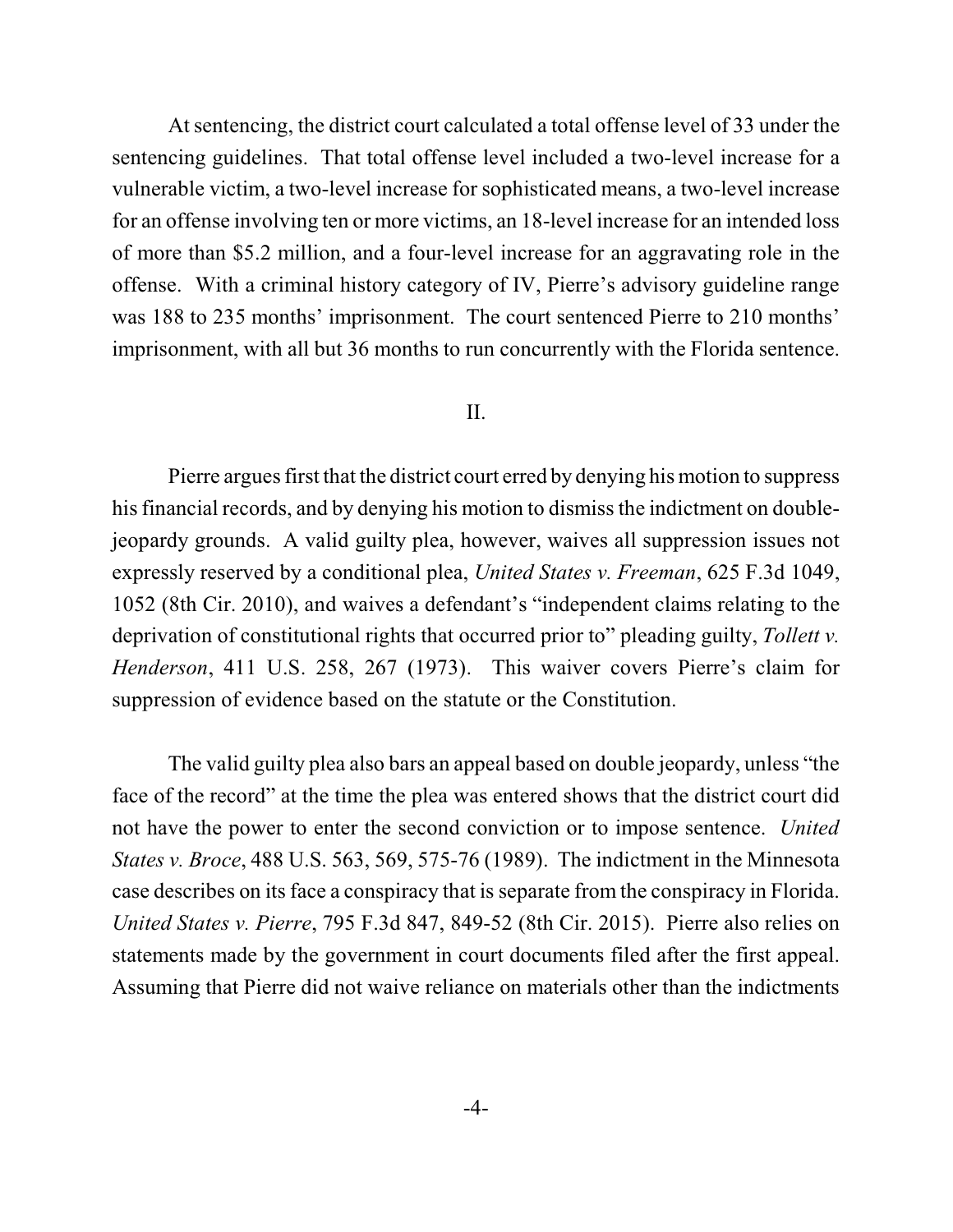At sentencing, the district court calculated a total offense level of 33 under the sentencing guidelines. That total offense level included a two-level increase for a vulnerable victim, a two-level increase for sophisticated means, a two-level increase for an offense involving ten or more victims, an 18-level increase for an intended loss of more than \$5.2 million, and a four-level increase for an aggravating role in the offense. With a criminal history category of IV, Pierre's advisory guideline range was 188 to 235 months' imprisonment. The court sentenced Pierre to 210 months' imprisonment, with all but 36 months to run concurrently with the Florida sentence.

## II.

Pierre argues first that the district court erred by denying his motion to suppress his financial records, and by denying his motion to dismiss the indictment on double-jeopardy grounds. A valid guilty plea, however, waives all suppression issues not expressly reserved by a conditional plea, *United States v. Freeman*, 625 F.3d 1049, 1052 (8th Cir. 2010), and waives a defendant's "independent claims relating to the deprivation of constitutional rights that occurred prior to" pleading guilty, *Tollett v. Henderson*, 411 U.S. 258, 267 (1973). This waiver covers Pierre's claim for suppression of evidence based on the statute or the Constitution.

The valid guilty plea also bars an appeal based on double jeopardy, unless "the face of the record" at the time the plea was entered shows that the district court did not have the power to enter the second conviction or to impose sentence. *United States v. Broce*, 488 U.S. 563, 569, 575-76 (1989). The indictment in the Minnesota case describes on its face a conspiracy that is separate from the conspiracy in Florida. *United States v. Pierre*, 795 F.3d 847, 849-52 (8th Cir. 2015). Pierre also relies on statements made by the government in court documents filed after the first appeal. Assuming that Pierre did not waive reliance on materials other than the indictments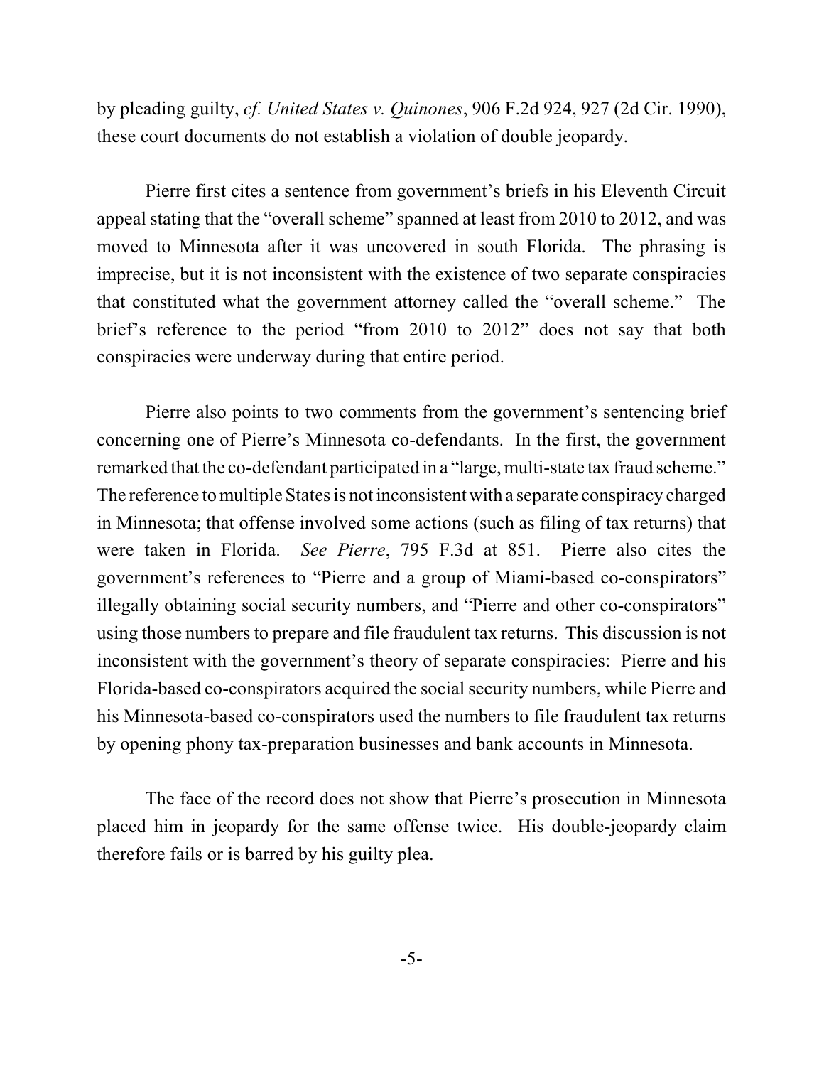by pleading guilty, *cf. United States v. Quinones*, 906 F.2d 924, 927 (2d Cir. 1990), these court documents do not establish a violation of double jeopardy.

Pierre first cites a sentence from government's briefs in his Eleventh Circuit appeal stating that the "overall scheme" spanned at least from 2010 to 2012, and was moved to Minnesota after it was uncovered in south Florida. The phrasing is imprecise, but it is not inconsistent with the existence of two separate conspiracies that constituted what the government attorney called the "overall scheme." The brief's reference to the period "from 2010 to 2012" does not say that both conspiracies were underway during that entire period.

Pierre also points to two comments from the government's sentencing brief concerning one of Pierre's Minnesota co-defendants. In the first, the government remarked that the co-defendant participated in a "large, multi-state tax fraud scheme." The reference to multiple States is not inconsistent with a separate conspiracy charged in Minnesota; that offense involved some actions (such as filing of tax returns) that were taken in Florida. *See Pierre*, 795 F.3d at 851. Pierre also cites the government's references to "Pierre and a group of Miami-based co-conspirators" illegally obtaining social security numbers, and "Pierre and other co-conspirators" using those numbers to prepare and file fraudulent tax returns. This discussion is not inconsistent with the government's theory of separate conspiracies: Pierre and his Florida-based co-conspirators acquired the social security numbers, while Pierre and his Minnesota-based co-conspirators used the numbers to file fraudulent tax returns by opening phony tax-preparation businesses and bank accounts in Minnesota.

The face of the record does not show that Pierre's prosecution in Minnesota placed him in jeopardy for the same offense twice. His double-jeopardy claim therefore fails or is barred by his guilty plea.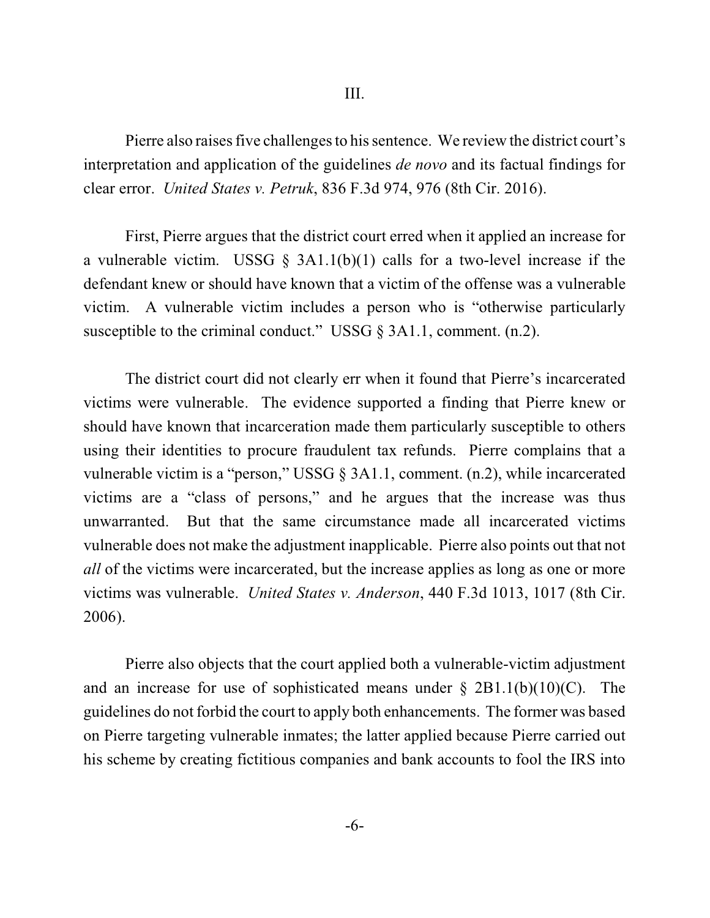III.

Pierre also raises five challenges to his sentence. We review the district court's interpretation and application of the guidelines *de novo* and its factual findings for clear error. *United States v. Petruk*, 836 F.3d 974, 976 (8th Cir. 2016).

First, Pierre argues that the district court erred when it applied an increase for a vulnerable victim. USSG § 3A1.1(b)(1) calls for a two-level increase if the defendant knew or should have known that a victim of the offense was a vulnerable victim. A vulnerable victim includes a person who is "otherwise particularly susceptible to the criminal conduct." USSG § 3A1.1, comment. (n.2).

The district court did not clearly err when it found that Pierre's incarcerated victims were vulnerable. The evidence supported a finding that Pierre knew or should have known that incarceration made them particularly susceptible to others using their identities to procure fraudulent tax refunds. Pierre complains that a vulnerable victim is a "person," USSG § 3A1.1, comment. (n.2), while incarcerated victims are a "class of persons," and he argues that the increase was thus unwarranted. But that the same circumstance made all incarcerated victims vulnerable does not make the adjustment inapplicable. Pierre also points out that not *all* of the victims were incarcerated, but the increase applies as long as one or more victims was vulnerable. *United States v. Anderson*, 440 F.3d 1013, 1017 (8th Cir. 2006).

Pierre also objects that the court applied both a vulnerable-victim adjustment and an increase for use of sophisticated means under § 2B1.1(b)(10)(C). The guidelines do not forbid the court to apply both enhancements. The former was based on Pierre targeting vulnerable inmates; the latter applied because Pierre carried out his scheme by creating fictitious companies and bank accounts to fool the IRS into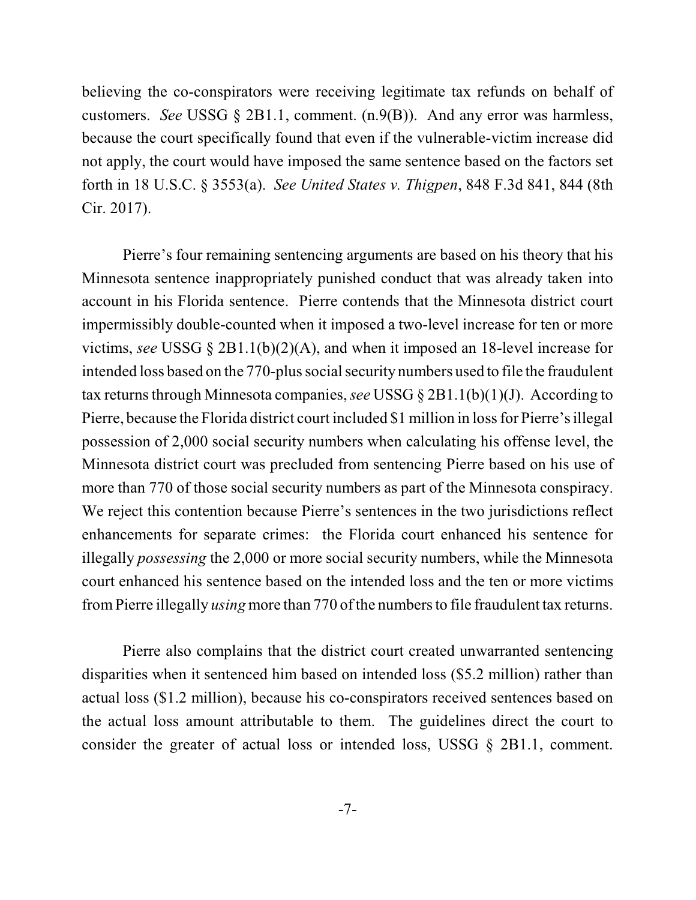believing the co-conspirators were receiving legitimate tax refunds on behalf of customers. *See* USSG § 2B1.1, comment. (n.9(B)). And any error was harmless, because the court specifically found that even if the vulnerable-victim increase did not apply, the court would have imposed the same sentence based on the factors set forth in 18 U.S.C. § 3553(a). *See United States v. Thigpen*, 848 F.3d 841, 844 (8th Cir. 2017).

Pierre's four remaining sentencing arguments are based on his theory that his Minnesota sentence inappropriately punished conduct that was already taken into account in his Florida sentence. Pierre contends that the Minnesota district court impermissibly double-counted when it imposed a two-level increase for ten or more victims, *see* USSG § 2B1.1(b)(2)(A), and when it imposed an 18-level increase for intended loss based on the 770-plus social security numbers used to file the fraudulent tax returns through Minnesota companies, *see* USSG § 2B1.1(b)(1)(J). According to Pierre, because the Florida district court included $1 million in loss for Pierre's illegal possession of 2,000 social security numbers when calculating his offense level, the Minnesota district court was precluded from sentencing Pierre based on his use of more than 770 of those social security numbers as part of the Minnesota conspiracy. We reject this contention because Pierre's sentences in the two jurisdictions reflect enhancements for separate crimes: the Florida court enhanced his sentence for illegally *possessing* the 2,000 or more social security numbers, while the Minnesota court enhanced his sentence based on the intended loss and the ten or more victims from Pierre illegally *using* more than 770 of the numbers to file fraudulent tax returns.

Pierre also complains that the district court created unwarranted sentencing disparities when it sentenced him based on intended loss ($5.2 million) rather than actual loss ($1.2 million), because his co-conspirators received sentences based on the actual loss amount attributable to them. The guidelines direct the court to consider the greater of actual loss or intended loss, USSG § 2B1.1, comment.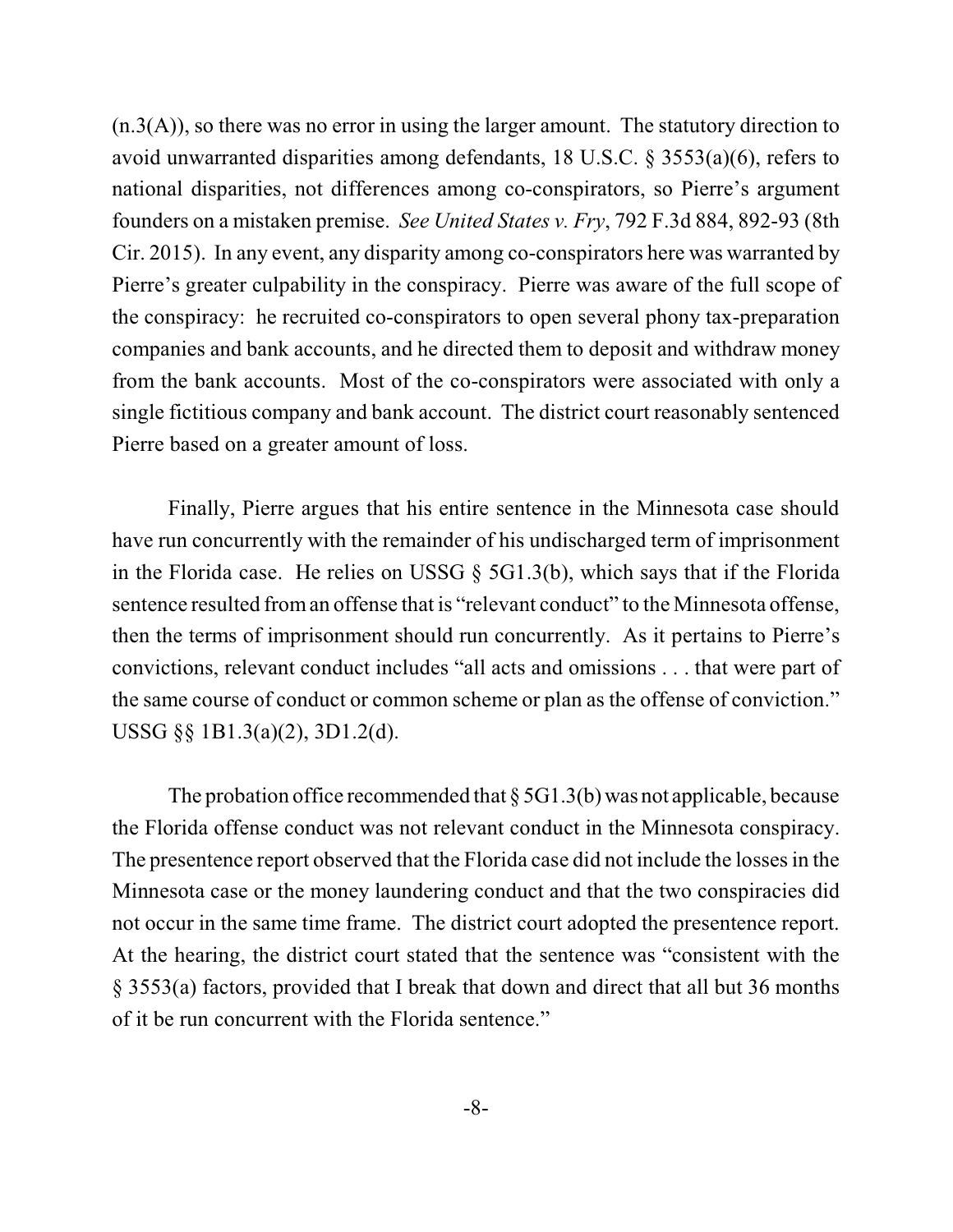(n.3(A)), so there was no error in using the larger amount. The statutory direction to avoid unwarranted disparities among defendants, 18 U.S.C. § 3553(a)(6), refers to national disparities, not differences among co-conspirators, so Pierre's argument founders on a mistaken premise. *See United States v. Fry*, 792 F.3d 884, 892-93 (8th Cir. 2015). In any event, any disparity among co-conspirators here was warranted by Pierre's greater culpability in the conspiracy. Pierre was aware of the full scope of the conspiracy: he recruited co-conspirators to open several phony tax-preparation companies and bank accounts, and he directed them to deposit and withdraw money from the bank accounts. Most of the co-conspirators were associated with only a single fictitious company and bank account. The district court reasonably sentenced Pierre based on a greater amount of loss.

Finally, Pierre argues that his entire sentence in the Minnesota case should have run concurrently with the remainder of his undischarged term of imprisonment in the Florida case. He relies on USSG § 5G1.3(b), which says that if the Florida sentence resulted from an offense that is "relevant conduct" to the Minnesota offense, then the terms of imprisonment should run concurrently. As it pertains to Pierre's convictions, relevant conduct includes "all acts and omissions . . . that were part of the same course of conduct or common scheme or plan as the offense of conviction." USSG §§ 1B1.3(a)(2), 3D1.2(d).

The probation office recommended that § 5G1.3(b) was not applicable, because the Florida offense conduct was not relevant conduct in the Minnesota conspiracy. The presentence report observed that the Florida case did not include the losses in the Minnesota case or the money laundering conduct and that the two conspiracies did not occur in the same time frame. The district court adopted the presentence report. At the hearing, the district court stated that the sentence was "consistent with the § 3553(a) factors, provided that I break that down and direct that all but 36 months of it be run concurrent with the Florida sentence."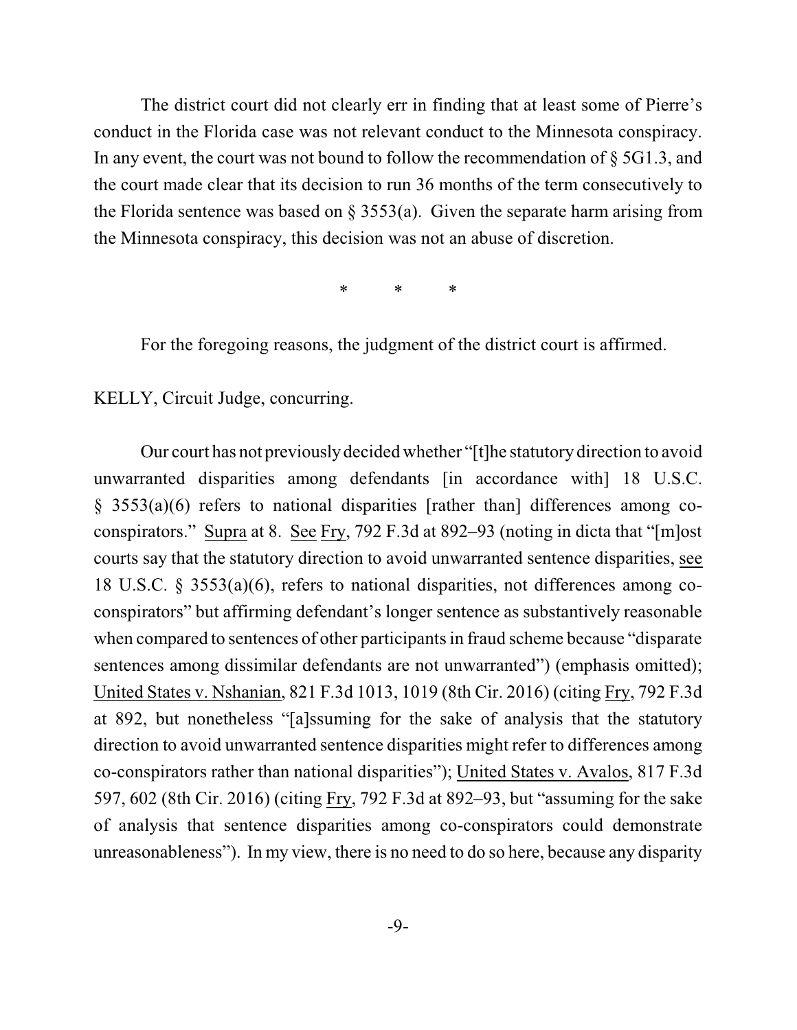The district court did not clearly err in finding that at least some of Pierre's conduct in the Florida case was not relevant conduct to the Minnesota conspiracy. In any event, the court was not bound to follow the recommendation of § 5G1.3, and the court made clear that its decision to run 36 months of the term consecutively to the Florida sentence was based on § 3553(a). Given the separate harm arising from the Minnesota conspiracy, this decision was not an abuse of discretion.

\* \* \*

For the foregoing reasons, the judgment of the district court is affirmed.

KELLY, Circuit Judge, concurring.

Our court has not previously decided whether "[t]he statutory direction to avoid unwarranted disparities among defendants [in accordance with] 18 U.S.C. § 3553(a)(6) refers to national disparities [rather than] differences among co-conspirators." Supra at 8. See Fry, 792 F.3d at 892–93 (noting in dicta that "[m]ost courts say that the statutory direction to avoid unwarranted sentence disparities, see 18 U.S.C. § 3553(a)(6), refers to national disparities, not differences among co-conspirators" but affirming defendant's longer sentence as substantively reasonable when compared to sentences of other participants in fraud scheme because "disparate sentences among dissimilar defendants are not unwarranted") (emphasis omitted); United States v. Nshanian, 821 F.3d 1013, 1019 (8th Cir. 2016) (citing Fry, 792 F.3d at 892, but nonetheless "[a]ssuming for the sake of analysis that the statutory direction to avoid unwarranted sentence disparities might refer to differences among co-conspirators rather than national disparities"); United States v. Avalos, 817 F.3d 597, 602 (8th Cir. 2016) (citing Fry, 792 F.3d at 892–93, but "assuming for the sake of analysis that sentence disparities among co-conspirators could demonstrate unreasonableness"). In my view, there is no need to do so here, because any disparity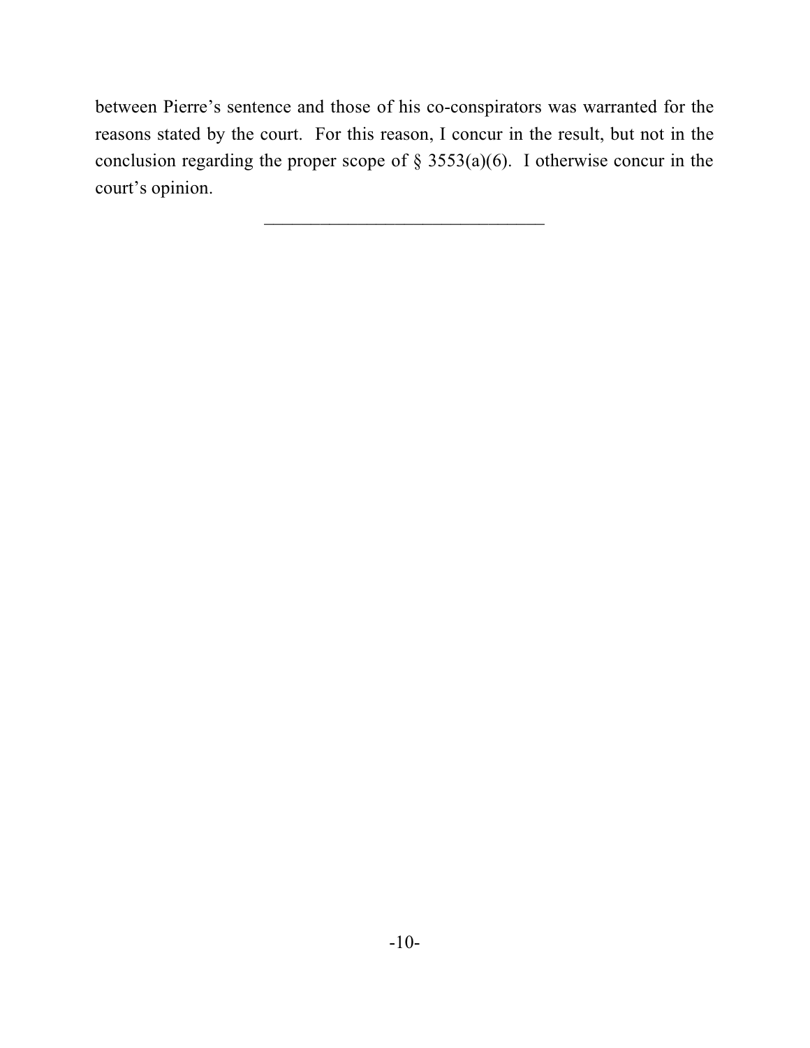between Pierre's sentence and those of his co-conspirators was warranted for the reasons stated by the court. For this reason, I concur in the result, but not in the conclusion regarding the proper scope of § 3553(a)(6). I otherwise concur in the court's opinion.

______________________________